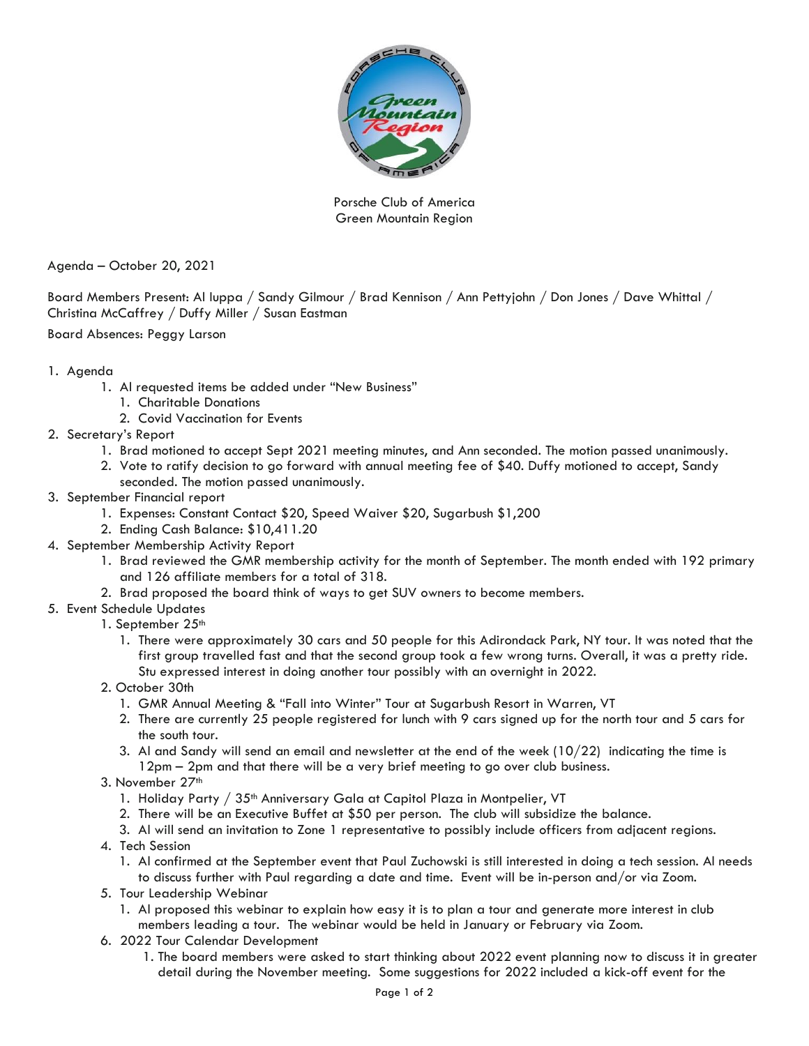Porsche Club of America
Green Mountain Region

Agenda – October 20, 2021

Board Members Present: Al Iuppa / Sandy Gilmour / Brad Kennison / Ann Pettyjohn / Don Jones / Dave Whittal / Christina McCaffrey / Duffy Miller / Susan Eastman

Board Absences: Peggy Larson

1. Agenda
   1. Al requested items be added under "New Business"
      1. Charitable Donations
      2. Covid Vaccination for Events
2. Secretary's Report
   1. Brad motioned to accept Sept 2021 meeting minutes, and Ann seconded. The motion passed unanimously.
   2. Vote to ratify decision to go forward with annual meeting fee of $40. Duffy motioned to accept, Sandy seconded. The motion passed unanimously.
3. September Financial report
   1. Expenses: Constant Contact $20, Speed Waiver $20, Sugarbush $1,200
   2. Ending Cash Balance: $10,411.20
4. September Membership Activity Report
   1. Brad reviewed the GMR membership activity for the month of September. The month ended with 192 primary and 126 affiliate members for a total of 318.
   2. Brad proposed the board think of ways to get SUV owners to become members.
5. Event Schedule Updates
   1. September 25th
      1. There were approximately 30 cars and 50 people for this Adirondack Park, NY tour. It was noted that the first group travelled fast and that the second group took a few wrong turns. Overall, it was a pretty ride. Stu expressed interest in doing another tour possibly with an overnight in 2022.
   2. October 30th
      1. GMR Annual Meeting & "Fall into Winter" Tour at Sugarbush Resort in Warren, VT
      2. There are currently 25 people registered for lunch with 9 cars signed up for the north tour and 5 cars for the south tour.
      3. Al and Sandy will send an email and newsletter at the end of the week (10/22) indicating the time is 12pm – 2pm and that there will be a very brief meeting to go over club business.
   3. November 27th
      1. Holiday Party / 35th Anniversary Gala at Capitol Plaza in Montpelier, VT
      2. There will be an Executive Buffet at $50 per person. The club will subsidize the balance.
      3. Al will send an invitation to Zone 1 representative to possibly include officers from adjacent regions.
   4. Tech Session
      1. Al confirmed at the September event that Paul Zuchowski is still interested in doing a tech session. Al needs to discuss further with Paul regarding a date and time. Event will be in-person and/or via Zoom.
   5. Tour Leadership Webinar
      1. Al proposed this webinar to explain how easy it is to plan a tour and generate more interest in club members leading a tour. The webinar would be held in January or February via Zoom.
   6. 2022 Tour Calendar Development
      1. The board members were asked to start thinking about 2022 event planning now to discuss it in greater detail during the November meeting. Some suggestions for 2022 included a kick-off event for the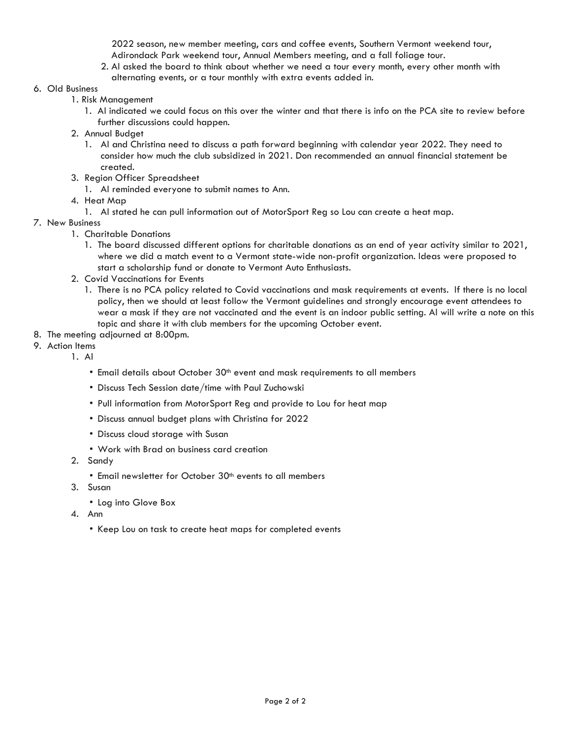2022 season, new member meeting, cars and coffee events, Southern Vermont weekend tour, Adirondack Park weekend tour, Annual Members meeting, and a fall foliage tour.

   2. Al asked the board to think about whether we need a tour every month, every other month with alternating events, or a tour monthly with extra events added in.

6. Old Business
   1. Risk Management
      1. Al indicated we could focus on this over the winter and that there is info on the PCA site to review before further discussions could happen.
   2. Annual Budget
      1. Al and Christina need to discuss a path forward beginning with calendar year 2022. They need to consider how much the club subsidized in 2021. Don recommended an annual financial statement be created.
   3. Region Officer Spreadsheet
      1. Al reminded everyone to submit names to Ann.
   4. Heat Map
      1. Al stated he can pull information out of MotorSport Reg so Lou can create a heat map.
7. New Business
   1. Charitable Donations
      1. The board discussed different options for charitable donations as an end of year activity similar to 2021, where we did a match event to a Vermont state-wide non-profit organization. Ideas were proposed to start a scholarship fund or donate to Vermont Auto Enthusiasts.
   2. Covid Vaccinations for Events
      1. There is no PCA policy related to Covid vaccinations and mask requirements at events. If there is no local policy, then we should at least follow the Vermont guidelines and strongly encourage event attendees to wear a mask if they are not vaccinated and the event is an indoor public setting. Al will write a note on this topic and share it with club members for the upcoming October event.
8. The meeting adjourned at 8:00pm.
9. Action Items
   1. Al
      - Email details about October 30th event and mask requirements to all members
      - Discuss Tech Session date/time with Paul Zuchowski
      - Pull information from MotorSport Reg and provide to Lou for heat map
      - Discuss annual budget plans with Christina for 2022
      - Discuss cloud storage with Susan
      - Work with Brad on business card creation
   2. Sandy
      - Email newsletter for October 30th events to all members
   3. Susan
      - Log into Glove Box
   4. Ann
      - Keep Lou on task to create heat maps for completed events